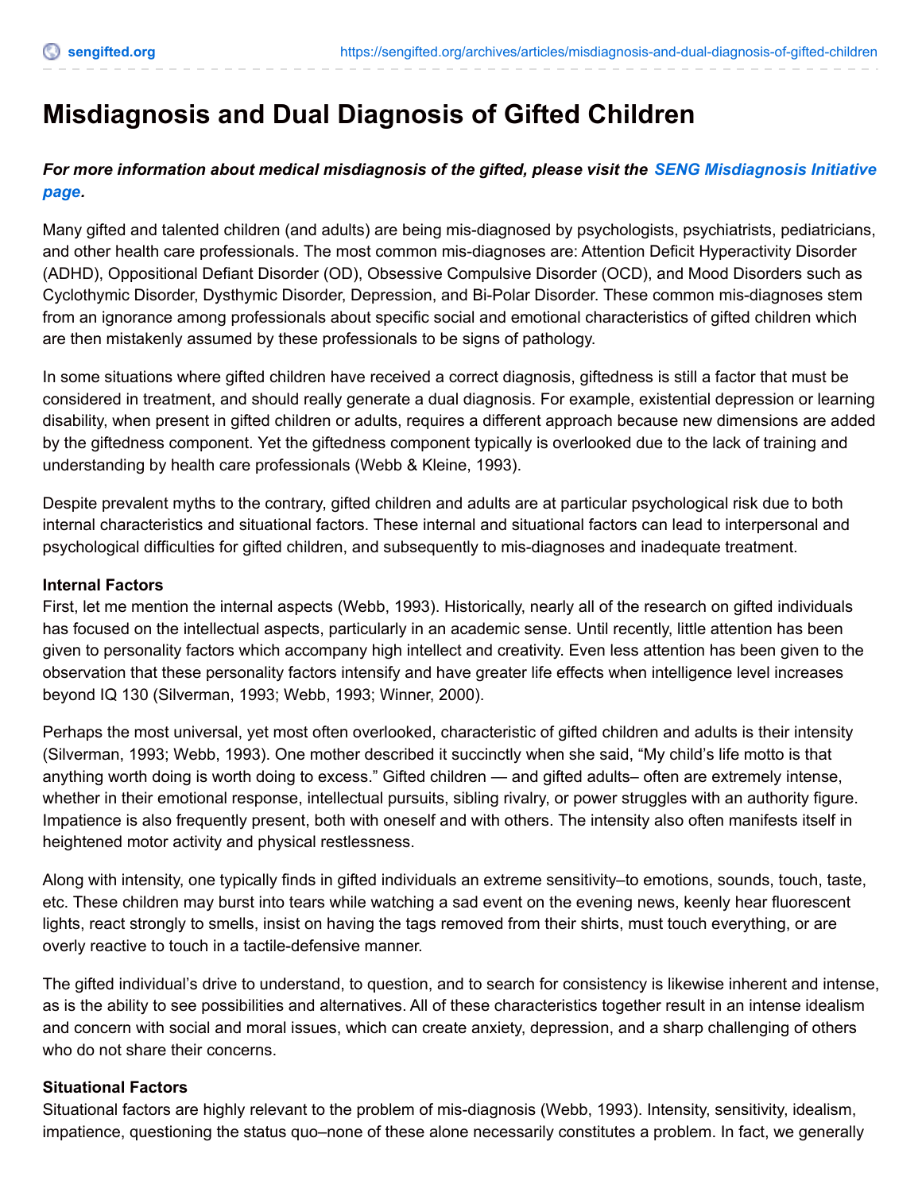# Misdiagnosis and Dual Diagnosis of Gifted Children

***For more information about medical misdiagnosis of the gifted, please visit the SENG Misdiagnosis Initiative page.***

Many gifted and talented children (and adults) are being mis-diagnosed by psychologists, psychiatrists, pediatricians, and other health care professionals. The most common mis-diagnoses are: Attention Deficit Hyperactivity Disorder (ADHD), Oppositional Defiant Disorder (OD), Obsessive Compulsive Disorder (OCD), and Mood Disorders such as Cyclothymic Disorder, Dysthymic Disorder, Depression, and Bi-Polar Disorder. These common mis-diagnoses stem from an ignorance among professionals about specific social and emotional characteristics of gifted children which are then mistakenly assumed by these professionals to be signs of pathology.

In some situations where gifted children have received a correct diagnosis, giftedness is still a factor that must be considered in treatment, and should really generate a dual diagnosis. For example, existential depression or learning disability, when present in gifted children or adults, requires a different approach because new dimensions are added by the giftedness component. Yet the giftedness component typically is overlooked due to the lack of training and understanding by health care professionals (Webb & Kleine, 1993).

Despite prevalent myths to the contrary, gifted children and adults are at particular psychological risk due to both internal characteristics and situational factors. These internal and situational factors can lead to interpersonal and psychological difficulties for gifted children, and subsequently to mis-diagnoses and inadequate treatment.

**Internal Factors**

First, let me mention the internal aspects (Webb, 1993). Historically, nearly all of the research on gifted individuals has focused on the intellectual aspects, particularly in an academic sense. Until recently, little attention has been given to personality factors which accompany high intellect and creativity. Even less attention has been given to the observation that these personality factors intensify and have greater life effects when intelligence level increases beyond IQ 130 (Silverman, 1993; Webb, 1993; Winner, 2000).

Perhaps the most universal, yet most often overlooked, characteristic of gifted children and adults is their intensity (Silverman, 1993; Webb, 1993). One mother described it succinctly when she said, "My child's life motto is that anything worth doing is worth doing to excess." Gifted children — and gifted adults– often are extremely intense, whether in their emotional response, intellectual pursuits, sibling rivalry, or power struggles with an authority figure. Impatience is also frequently present, both with oneself and with others. The intensity also often manifests itself in heightened motor activity and physical restlessness.

Along with intensity, one typically finds in gifted individuals an extreme sensitivity–to emotions, sounds, touch, taste, etc. These children may burst into tears while watching a sad event on the evening news, keenly hear fluorescent lights, react strongly to smells, insist on having the tags removed from their shirts, must touch everything, or are overly reactive to touch in a tactile-defensive manner.

The gifted individual's drive to understand, to question, and to search for consistency is likewise inherent and intense, as is the ability to see possibilities and alternatives. All of these characteristics together result in an intense idealism and concern with social and moral issues, which can create anxiety, depression, and a sharp challenging of others who do not share their concerns.

**Situational Factors**

Situational factors are highly relevant to the problem of mis-diagnosis (Webb, 1993). Intensity, sensitivity, idealism, impatience, questioning the status quo–none of these alone necessarily constitutes a problem. In fact, we generally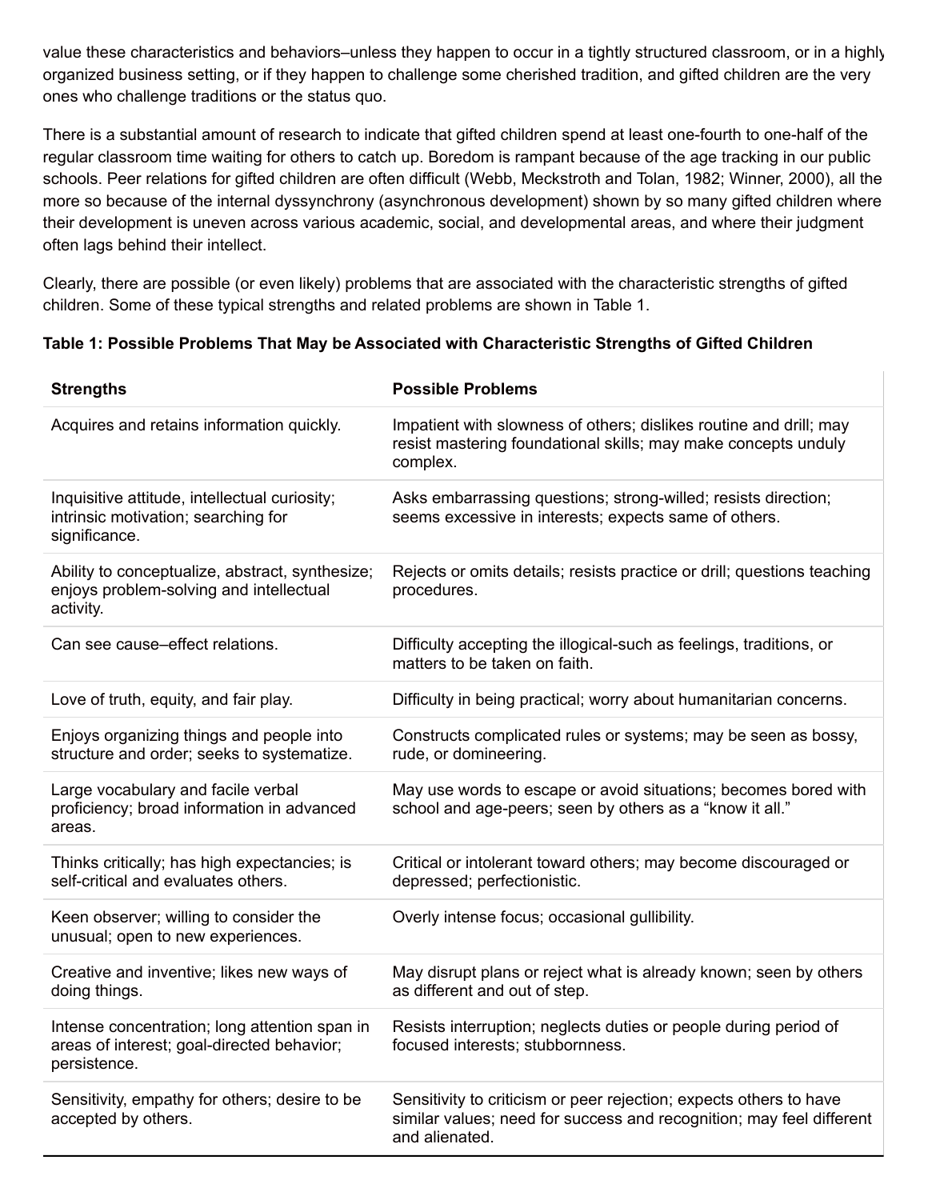value these characteristics and behaviors–unless they happen to occur in a tightly structured classroom, or in a highly organized business setting, or if they happen to challenge some cherished tradition, and gifted children are the very ones who challenge traditions or the status quo.

There is a substantial amount of research to indicate that gifted children spend at least one-fourth to one-half of the regular classroom time waiting for others to catch up. Boredom is rampant because of the age tracking in our public schools. Peer relations for gifted children are often difficult (Webb, Meckstroth and Tolan, 1982; Winner, 2000), all the more so because of the internal dyssynchrony (asynchronous development) shown by so many gifted children where their development is uneven across various academic, social, and developmental areas, and where their judgment often lags behind their intellect.

Clearly, there are possible (or even likely) problems that are associated with the characteristic strengths of gifted children. Some of these typical strengths and related problems are shown in Table 1.

**Table 1: Possible Problems That May be Associated with Characteristic Strengths of Gifted Children**

| Strengths | Possible Problems |
|---|---|
| Acquires and retains information quickly. | Impatient with slowness of others; dislikes routine and drill; may resist mastering foundational skills; may make concepts unduly complex. |
| Inquisitive attitude, intellectual curiosity; intrinsic motivation; searching for significance. | Asks embarrassing questions; strong-willed; resists direction; seems excessive in interests; expects same of others. |
| Ability to conceptualize, abstract, synthesize; enjoys problem-solving and intellectual activity. | Rejects or omits details; resists practice or drill; questions teaching procedures. |
| Can see cause–effect relations. | Difficulty accepting the illogical-such as feelings, traditions, or matters to be taken on faith. |
| Love of truth, equity, and fair play. | Difficulty in being practical; worry about humanitarian concerns. |
| Enjoys organizing things and people into structure and order; seeks to systematize. | Constructs complicated rules or systems; may be seen as bossy, rude, or domineering. |
| Large vocabulary and facile verbal proficiency; broad information in advanced areas. | May use words to escape or avoid situations; becomes bored with school and age-peers; seen by others as a "know it all." |
| Thinks critically; has high expectancies; is self-critical and evaluates others. | Critical or intolerant toward others; may become discouraged or depressed; perfectionistic. |
| Keen observer; willing to consider the unusual; open to new experiences. | Overly intense focus; occasional gullibility. |
| Creative and inventive; likes new ways of doing things. | May disrupt plans or reject what is already known; seen by others as different and out of step. |
| Intense concentration; long attention span in areas of interest; goal-directed behavior; persistence. | Resists interruption; neglects duties or people during period of focused interests; stubbornness. |
| Sensitivity, empathy for others; desire to be accepted by others. | Sensitivity to criticism or peer rejection; expects others to have similar values; need for success and recognition; may feel different and alienated. |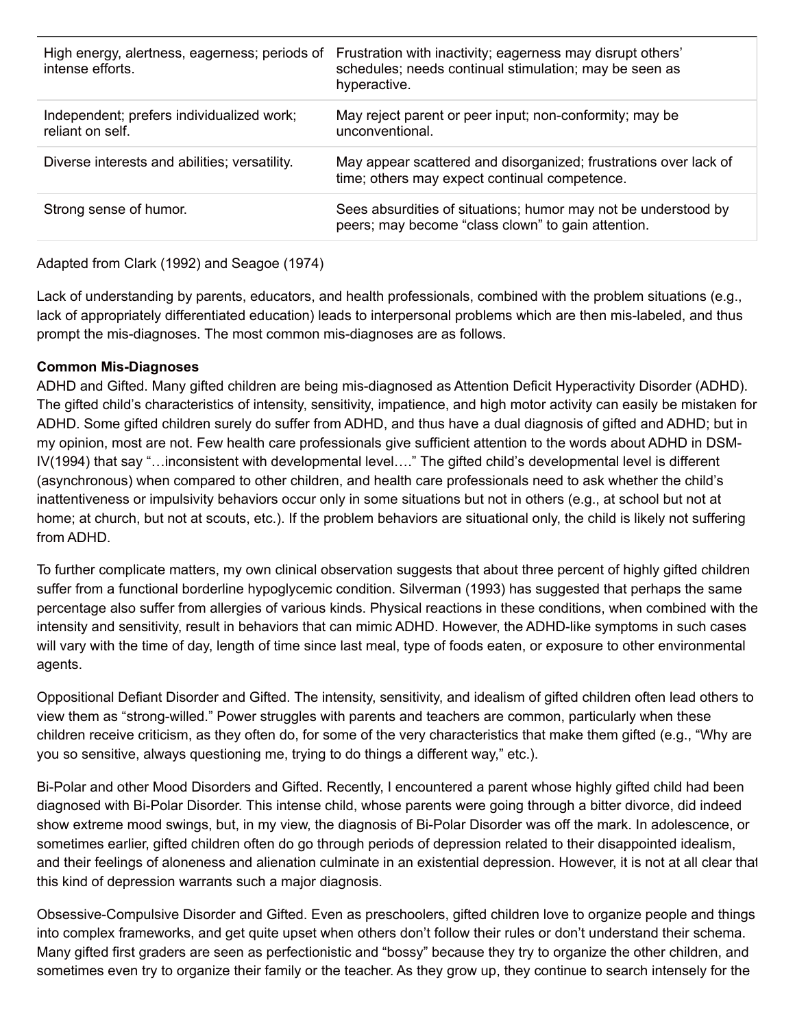| | |
|---|---|
| High energy, alertness, eagerness; periods of intense efforts. | Frustration with inactivity; eagerness may disrupt others' schedules; needs continual stimulation; may be seen as hyperactive. |
| Independent; prefers individualized work; reliant on self. | May reject parent or peer input; non-conformity; may be unconventional. |
| Diverse interests and abilities; versatility. | May appear scattered and disorganized; frustrations over lack of time; others may expect continual competence. |
| Strong sense of humor. | Sees absurdities of situations; humor may not be understood by peers; may become "class clown" to gain attention. |

Adapted from Clark (1992) and Seagoe (1974)

Lack of understanding by parents, educators, and health professionals, combined with the problem situations (e.g., lack of appropriately differentiated education) leads to interpersonal problems which are then mis-labeled, and thus prompt the mis-diagnoses. The most common mis-diagnoses are as follows.

**Common Mis-Diagnoses**

ADHD and Gifted. Many gifted children are being mis-diagnosed as Attention Deficit Hyperactivity Disorder (ADHD). The gifted child's characteristics of intensity, sensitivity, impatience, and high motor activity can easily be mistaken for ADHD. Some gifted children surely do suffer from ADHD, and thus have a dual diagnosis of gifted and ADHD; but in my opinion, most are not. Few health care professionals give sufficient attention to the words about ADHD in DSM-IV(1994) that say "…inconsistent with developmental level…." The gifted child's developmental level is different (asynchronous) when compared to other children, and health care professionals need to ask whether the child's inattentiveness or impulsivity behaviors occur only in some situations but not in others (e.g., at school but not at home; at church, but not at scouts, etc.). If the problem behaviors are situational only, the child is likely not suffering from ADHD.

To further complicate matters, my own clinical observation suggests that about three percent of highly gifted children suffer from a functional borderline hypoglycemic condition. Silverman (1993) has suggested that perhaps the same percentage also suffer from allergies of various kinds. Physical reactions in these conditions, when combined with the intensity and sensitivity, result in behaviors that can mimic ADHD. However, the ADHD-like symptoms in such cases will vary with the time of day, length of time since last meal, type of foods eaten, or exposure to other environmental agents.

Oppositional Defiant Disorder and Gifted. The intensity, sensitivity, and idealism of gifted children often lead others to view them as "strong-willed." Power struggles with parents and teachers are common, particularly when these children receive criticism, as they often do, for some of the very characteristics that make them gifted (e.g., "Why are you so sensitive, always questioning me, trying to do things a different way," etc.).

Bi-Polar and other Mood Disorders and Gifted. Recently, I encountered a parent whose highly gifted child had been diagnosed with Bi-Polar Disorder. This intense child, whose parents were going through a bitter divorce, did indeed show extreme mood swings, but, in my view, the diagnosis of Bi-Polar Disorder was off the mark. In adolescence, or sometimes earlier, gifted children often do go through periods of depression related to their disappointed idealism, and their feelings of aloneness and alienation culminate in an existential depression. However, it is not at all clear that this kind of depression warrants such a major diagnosis.

Obsessive-Compulsive Disorder and Gifted. Even as preschoolers, gifted children love to organize people and things into complex frameworks, and get quite upset when others don't follow their rules or don't understand their schema. Many gifted first graders are seen as perfectionistic and "bossy" because they try to organize the other children, and sometimes even try to organize their family or the teacher. As they grow up, they continue to search intensely for the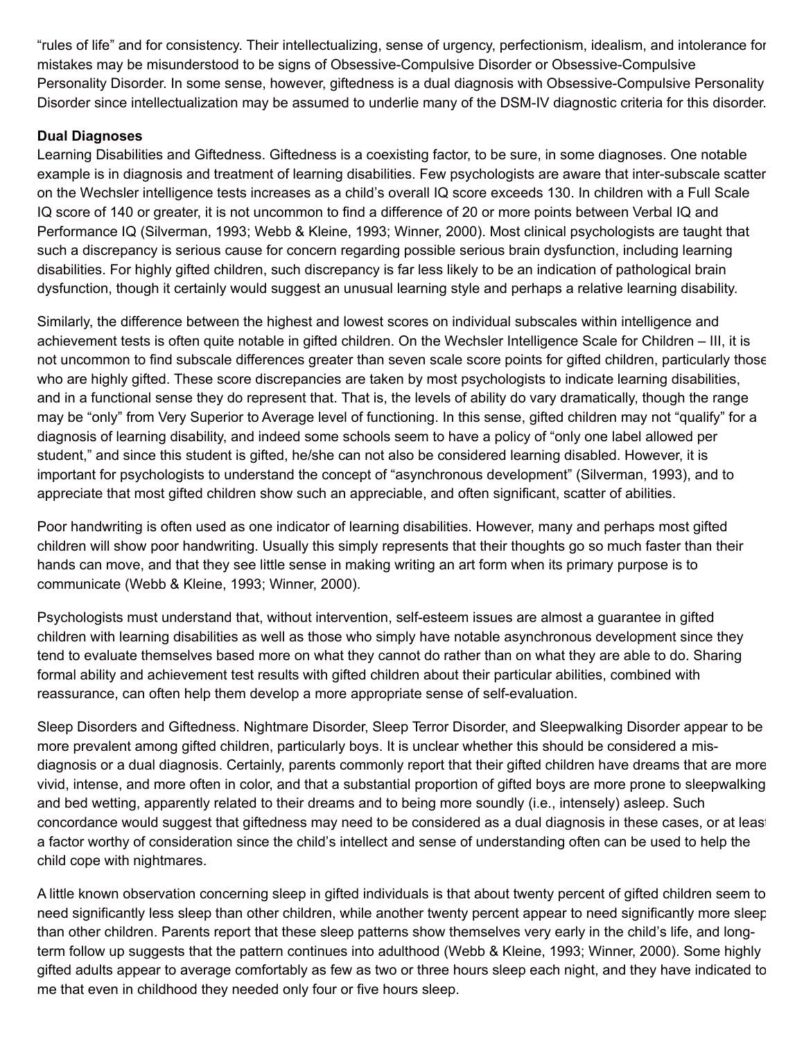"rules of life" and for consistency. Their intellectualizing, sense of urgency, perfectionism, idealism, and intolerance for mistakes may be misunderstood to be signs of Obsessive-Compulsive Disorder or Obsessive-Compulsive Personality Disorder. In some sense, however, giftedness is a dual diagnosis with Obsessive-Compulsive Personality Disorder since intellectualization may be assumed to underlie many of the DSM-IV diagnostic criteria for this disorder.

**Dual Diagnoses**

Learning Disabilities and Giftedness. Giftedness is a coexisting factor, to be sure, in some diagnoses. One notable example is in diagnosis and treatment of learning disabilities. Few psychologists are aware that inter-subscale scatter on the Wechsler intelligence tests increases as a child's overall IQ score exceeds 130. In children with a Full Scale IQ score of 140 or greater, it is not uncommon to find a difference of 20 or more points between Verbal IQ and Performance IQ (Silverman, 1993; Webb & Kleine, 1993; Winner, 2000). Most clinical psychologists are taught that such a discrepancy is serious cause for concern regarding possible serious brain dysfunction, including learning disabilities. For highly gifted children, such discrepancy is far less likely to be an indication of pathological brain dysfunction, though it certainly would suggest an unusual learning style and perhaps a relative learning disability.

Similarly, the difference between the highest and lowest scores on individual subscales within intelligence and achievement tests is often quite notable in gifted children. On the Wechsler Intelligence Scale for Children – III, it is not uncommon to find subscale differences greater than seven scale score points for gifted children, particularly those who are highly gifted. These score discrepancies are taken by most psychologists to indicate learning disabilities, and in a functional sense they do represent that. That is, the levels of ability do vary dramatically, though the range may be "only" from Very Superior to Average level of functioning. In this sense, gifted children may not "qualify" for a diagnosis of learning disability, and indeed some schools seem to have a policy of "only one label allowed per student," and since this student is gifted, he/she can not also be considered learning disabled. However, it is important for psychologists to understand the concept of "asynchronous development" (Silverman, 1993), and to appreciate that most gifted children show such an appreciable, and often significant, scatter of abilities.

Poor handwriting is often used as one indicator of learning disabilities. However, many and perhaps most gifted children will show poor handwriting. Usually this simply represents that their thoughts go so much faster than their hands can move, and that they see little sense in making writing an art form when its primary purpose is to communicate (Webb & Kleine, 1993; Winner, 2000).

Psychologists must understand that, without intervention, self-esteem issues are almost a guarantee in gifted children with learning disabilities as well as those who simply have notable asynchronous development since they tend to evaluate themselves based more on what they cannot do rather than on what they are able to do. Sharing formal ability and achievement test results with gifted children about their particular abilities, combined with reassurance, can often help them develop a more appropriate sense of self-evaluation.

Sleep Disorders and Giftedness. Nightmare Disorder, Sleep Terror Disorder, and Sleepwalking Disorder appear to be more prevalent among gifted children, particularly boys. It is unclear whether this should be considered a mis-diagnosis or a dual diagnosis. Certainly, parents commonly report that their gifted children have dreams that are more vivid, intense, and more often in color, and that a substantial proportion of gifted boys are more prone to sleepwalking and bed wetting, apparently related to their dreams and to being more soundly (i.e., intensely) asleep. Such concordance would suggest that giftedness may need to be considered as a dual diagnosis in these cases, or at least a factor worthy of consideration since the child's intellect and sense of understanding often can be used to help the child cope with nightmares.

A little known observation concerning sleep in gifted individuals is that about twenty percent of gifted children seem to need significantly less sleep than other children, while another twenty percent appear to need significantly more sleep than other children. Parents report that these sleep patterns show themselves very early in the child's life, and long-term follow up suggests that the pattern continues into adulthood (Webb & Kleine, 1993; Winner, 2000). Some highly gifted adults appear to average comfortably as few as two or three hours sleep each night, and they have indicated to me that even in childhood they needed only four or five hours sleep.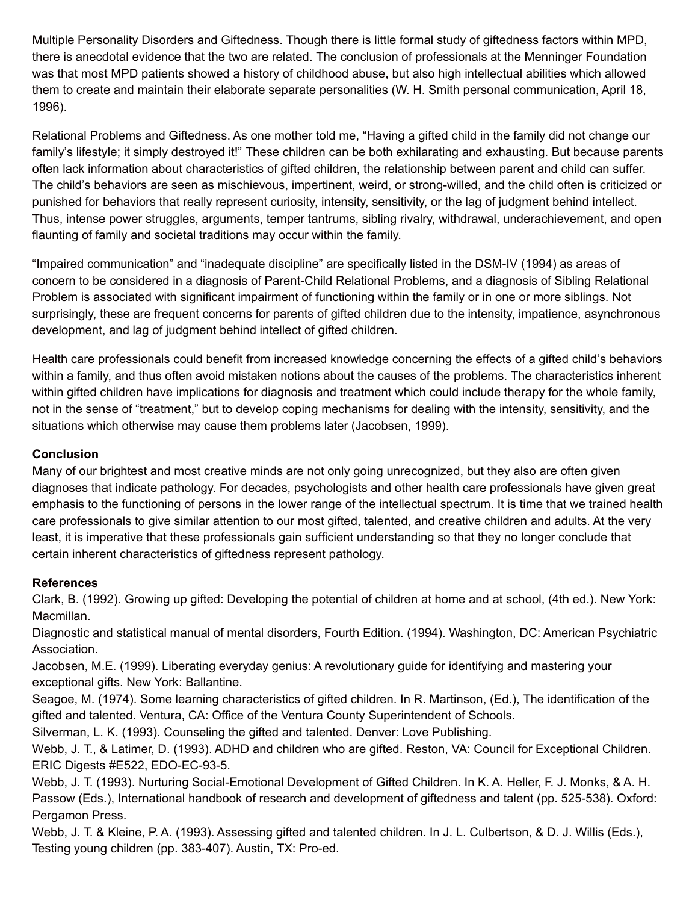Multiple Personality Disorders and Giftedness. Though there is little formal study of giftedness factors within MPD, there is anecdotal evidence that the two are related. The conclusion of professionals at the Menninger Foundation was that most MPD patients showed a history of childhood abuse, but also high intellectual abilities which allowed them to create and maintain their elaborate separate personalities (W. H. Smith personal communication, April 18, 1996).

Relational Problems and Giftedness. As one mother told me, "Having a gifted child in the family did not change our family's lifestyle; it simply destroyed it!" These children can be both exhilarating and exhausting. But because parents often lack information about characteristics of gifted children, the relationship between parent and child can suffer. The child's behaviors are seen as mischievous, impertinent, weird, or strong-willed, and the child often is criticized or punished for behaviors that really represent curiosity, intensity, sensitivity, or the lag of judgment behind intellect. Thus, intense power struggles, arguments, temper tantrums, sibling rivalry, withdrawal, underachievement, and open flaunting of family and societal traditions may occur within the family.

"Impaired communication" and "inadequate discipline" are specifically listed in the DSM-IV (1994) as areas of concern to be considered in a diagnosis of Parent-Child Relational Problems, and a diagnosis of Sibling Relational Problem is associated with significant impairment of functioning within the family or in one or more siblings. Not surprisingly, these are frequent concerns for parents of gifted children due to the intensity, impatience, asynchronous development, and lag of judgment behind intellect of gifted children.

Health care professionals could benefit from increased knowledge concerning the effects of a gifted child's behaviors within a family, and thus often avoid mistaken notions about the causes of the problems. The characteristics inherent within gifted children have implications for diagnosis and treatment which could include therapy for the whole family, not in the sense of "treatment," but to develop coping mechanisms for dealing with the intensity, sensitivity, and the situations which otherwise may cause them problems later (Jacobsen, 1999).

**Conclusion**

Many of our brightest and most creative minds are not only going unrecognized, but they also are often given diagnoses that indicate pathology. For decades, psychologists and other health care professionals have given great emphasis to the functioning of persons in the lower range of the intellectual spectrum. It is time that we trained health care professionals to give similar attention to our most gifted, talented, and creative children and adults. At the very least, it is imperative that these professionals gain sufficient understanding so that they no longer conclude that certain inherent characteristics of giftedness represent pathology.

**References**

Clark, B. (1992). Growing up gifted: Developing the potential of children at home and at school, (4th ed.). New York: Macmillan.

Diagnostic and statistical manual of mental disorders, Fourth Edition. (1994). Washington, DC: American Psychiatric Association.

Jacobsen, M.E. (1999). Liberating everyday genius: A revolutionary guide for identifying and mastering your exceptional gifts. New York: Ballantine.

Seagoe, M. (1974). Some learning characteristics of gifted children. In R. Martinson, (Ed.), The identification of the gifted and talented. Ventura, CA: Office of the Ventura County Superintendent of Schools.

Silverman, L. K. (1993). Counseling the gifted and talented. Denver: Love Publishing.

Webb, J. T., & Latimer, D. (1993). ADHD and children who are gifted. Reston, VA: Council for Exceptional Children. ERIC Digests #E522, EDO-EC-93-5.

Webb, J. T. (1993). Nurturing Social-Emotional Development of Gifted Children. In K. A. Heller, F. J. Monks, & A. H. Passow (Eds.), International handbook of research and development of giftedness and talent (pp. 525-538). Oxford: Pergamon Press.

Webb, J. T. & Kleine, P. A. (1993). Assessing gifted and talented children. In J. L. Culbertson, & D. J. Willis (Eds.), Testing young children (pp. 383-407). Austin, TX: Pro-ed.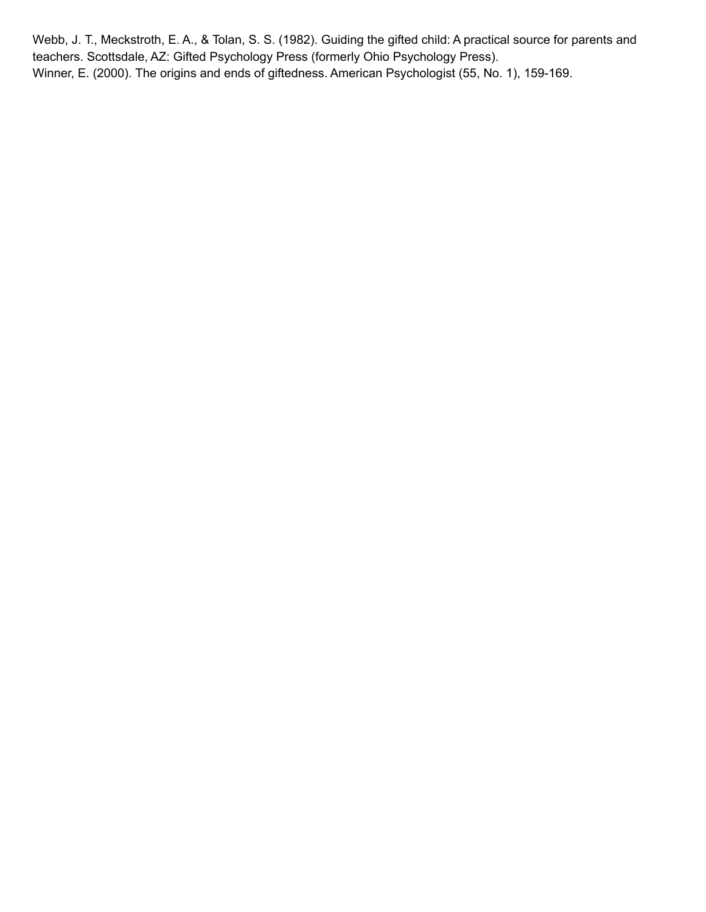Webb, J. T., Meckstroth, E. A., & Tolan, S. S. (1982). Guiding the gifted child: A practical source for parents and teachers. Scottsdale, AZ: Gifted Psychology Press (formerly Ohio Psychology Press).

Winner, E. (2000). The origins and ends of giftedness. American Psychologist (55, No. 1), 159-169.